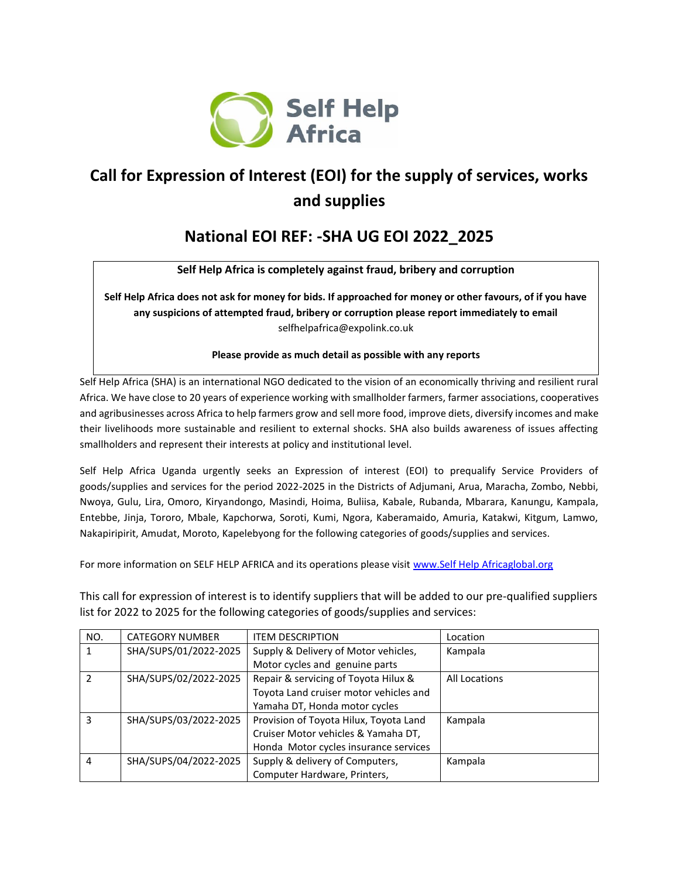# Call for Expression of Interest (EOI) for the supply of services, works and supplies

## National EOI REF: -SHA UG EOI 2022_2025

**Self Help Africa is completely against fraud, bribery and corruption**

**Self Help Africa does not ask for money for bids. If approached for money or other favours, of if you have any suspicions of attempted fraud, bribery or corruption please report immediately to email** selfhelpafrica@expolink.co.uk

**Please provide as much detail as possible with any reports**

Self Help Africa (SHA) is an international NGO dedicated to the vision of an economically thriving and resilient rural Africa. We have close to 20 years of experience working with smallholder farmers, farmer associations, cooperatives and agribusinesses across Africa to help farmers grow and sell more food, improve diets, diversify incomes and make their livelihoods more sustainable and resilient to external shocks. SHA also builds awareness of issues affecting smallholders and represent their interests at policy and institutional level.

Self Help Africa Uganda urgently seeks an Expression of interest (EOI) to prequalify Service Providers of goods/supplies and services for the period 2022-2025 in the Districts of Adjumani, Arua, Maracha, Zombo, Nebbi, Nwoya, Gulu, Lira, Omoro, Kiryandongo, Masindi, Hoima, Buliisa, Kabale, Rubanda, Mbarara, Kanungu, Kampala, Entebbe, Jinja, Tororo, Mbale, Kapchorwa, Soroti, Kumi, Ngora, Kaberamaido, Amuria, Katakwi, Kitgum, Lamwo, Nakapiripirit, Amudat, Moroto, Kapelebyong for the following categories of goods/supplies and services.

For more information on SELF HELP AFRICA and its operations please visit [www.Self Help Africaglobal.org](www.Self Help Africaglobal.org)

This call for expression of interest is to identify suppliers that will be added to our pre-qualified suppliers list for 2022 to 2025 for the following categories of goods/supplies and services:

| NO. | CATEGORY NUMBER | ITEM DESCRIPTION | Location |
|---|---|---|---|
| 1 | SHA/SUPS/01/2022-2025 | Supply & Delivery of Motor vehicles, Motor cycles and genuine parts | Kampala |
| 2 | SHA/SUPS/02/2022-2025 | Repair & servicing of Toyota Hilux & Toyota Land cruiser motor vehicles and Yamaha DT, Honda motor cycles | All Locations |
| 3 | SHA/SUPS/03/2022-2025 | Provision of Toyota Hilux, Toyota Land Cruiser Motor vehicles & Yamaha DT, Honda Motor cycles insurance services | Kampala |
| 4 | SHA/SUPS/04/2022-2025 | Supply & delivery of Computers, Computer Hardware, Printers, | Kampala |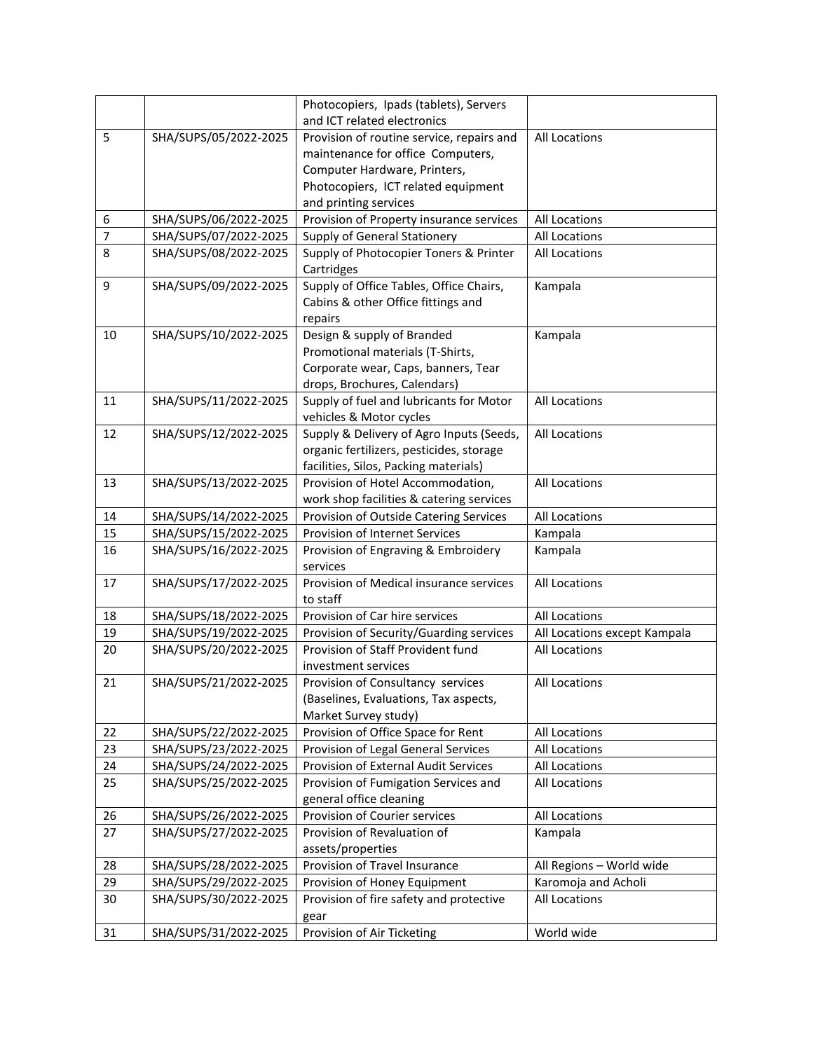| | | | |
|---|---|---|---|
| | | Photocopiers, Ipads (tablets), Servers and ICT related electronics | |
| 5 | SHA/SUPS/05/2022-2025 | Provision of routine service, repairs and maintenance for office Computers, Computer Hardware, Printers, Photocopiers, ICT related equipment and printing services | All Locations |
| 6 | SHA/SUPS/06/2022-2025 | Provision of Property insurance services | All Locations |
| 7 | SHA/SUPS/07/2022-2025 | Supply of General Stationery | All Locations |
| 8 | SHA/SUPS/08/2022-2025 | Supply of Photocopier Toners & Printer Cartridges | All Locations |
| 9 | SHA/SUPS/09/2022-2025 | Supply of Office Tables, Office Chairs, Cabins & other Office fittings and repairs | Kampala |
| 10 | SHA/SUPS/10/2022-2025 | Design & supply of Branded Promotional materials (T-Shirts, Corporate wear, Caps, banners, Tear drops, Brochures, Calendars) | Kampala |
| 11 | SHA/SUPS/11/2022-2025 | Supply of fuel and lubricants for Motor vehicles & Motor cycles | All Locations |
| 12 | SHA/SUPS/12/2022-2025 | Supply & Delivery of Agro Inputs (Seeds, organic fertilizers, pesticides, storage facilities, Silos, Packing materials) | All Locations |
| 13 | SHA/SUPS/13/2022-2025 | Provision of Hotel Accommodation, work shop facilities & catering services | All Locations |
| 14 | SHA/SUPS/14/2022-2025 | Provision of Outside Catering Services | All Locations |
| 15 | SHA/SUPS/15/2022-2025 | Provision of Internet Services | Kampala |
| 16 | SHA/SUPS/16/2022-2025 | Provision of Engraving & Embroidery services | Kampala |
| 17 | SHA/SUPS/17/2022-2025 | Provision of Medical insurance services to staff | All Locations |
| 18 | SHA/SUPS/18/2022-2025 | Provision of Car hire services | All Locations |
| 19 | SHA/SUPS/19/2022-2025 | Provision of Security/Guarding services | All Locations except Kampala |
| 20 | SHA/SUPS/20/2022-2025 | Provision of Staff Provident fund investment services | All Locations |
| 21 | SHA/SUPS/21/2022-2025 | Provision of Consultancy services (Baselines, Evaluations, Tax aspects, Market Survey study) | All Locations |
| 22 | SHA/SUPS/22/2022-2025 | Provision of Office Space for Rent | All Locations |
| 23 | SHA/SUPS/23/2022-2025 | Provision of Legal General Services | All Locations |
| 24 | SHA/SUPS/24/2022-2025 | Provision of External Audit Services | All Locations |
| 25 | SHA/SUPS/25/2022-2025 | Provision of Fumigation Services and general office cleaning | All Locations |
| 26 | SHA/SUPS/26/2022-2025 | Provision of Courier services | All Locations |
| 27 | SHA/SUPS/27/2022-2025 | Provision of Revaluation of assets/properties | Kampala |
| 28 | SHA/SUPS/28/2022-2025 | Provision of Travel Insurance | All Regions – World wide |
| 29 | SHA/SUPS/29/2022-2025 | Provision of Honey Equipment | Karomoja and Acholi |
| 30 | SHA/SUPS/30/2022-2025 | Provision of fire safety and protective gear | All Locations |
| 31 | SHA/SUPS/31/2022-2025 | Provision of Air Ticketing | World wide |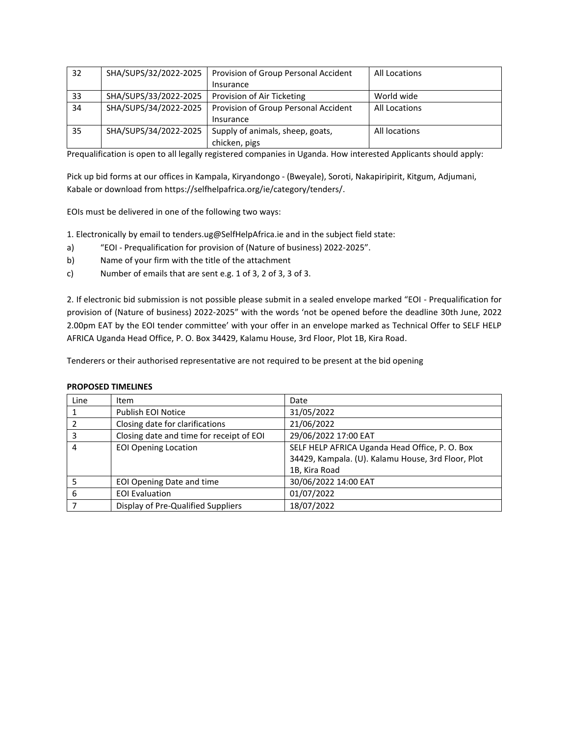| | | | |
|---|---|---|---|
| 32 | SHA/SUPS/32/2022-2025 | Provision of Group Personal Accident Insurance | All Locations |
| 33 | SHA/SUPS/33/2022-2025 | Provision of Air Ticketing | World wide |
| 34 | SHA/SUPS/34/2022-2025 | Provision of Group Personal Accident Insurance | All Locations |
| 35 | SHA/SUPS/34/2022-2025 | Supply of animals, sheep, goats, chicken, pigs | All locations |

Prequalification is open to all legally registered companies in Uganda. How interested Applicants should apply:

Pick up bid forms at our offices in Kampala, Kiryandongo - (Bweyale), Soroti, Nakapiripirit, Kitgum, Adjumani, Kabale or download from https://selfhelpafrica.org/ie/category/tenders/.

EOIs must be delivered in one of the following two ways:

1. Electronically by email to tenders.ug@SelfHelpAfrica.ie and in the subject field state:

a) "EOI - Prequalification for provision of (Nature of business) 2022-2025".

b) Name of your firm with the title of the attachment

c) Number of emails that are sent e.g. 1 of 3, 2 of 3, 3 of 3.

2. If electronic bid submission is not possible please submit in a sealed envelope marked "EOI - Prequalification for provision of (Nature of business) 2022-2025" with the words 'not be opened before the deadline 30th June, 2022 2.00pm EAT by the EOI tender committee' with your offer in an envelope marked as Technical Offer to SELF HELP AFRICA Uganda Head Office, P. O. Box 34429, Kalamu House, 3rd Floor, Plot 1B, Kira Road.

Tenderers or their authorised representative are not required to be present at the bid opening

**PROPOSED TIMELINES**

| Line | Item | Date |
|---|---|---|
| 1 | Publish EOI Notice | 31/05/2022 |
| 2 | Closing date for clarifications | 21/06/2022 |
| 3 | Closing date and time for receipt of EOI | 29/06/2022 17:00 EAT |
| 4 | EOI Opening Location | SELF HELP AFRICA Uganda Head Office, P. O. Box 34429, Kampala. (U). Kalamu House, 3rd Floor, Plot 1B, Kira Road |
| 5 | EOI Opening Date and time | 30/06/2022 14:00 EAT |
| 6 | EOI Evaluation | 01/07/2022 |
| 7 | Display of Pre-Qualified Suppliers | 18/07/2022 |